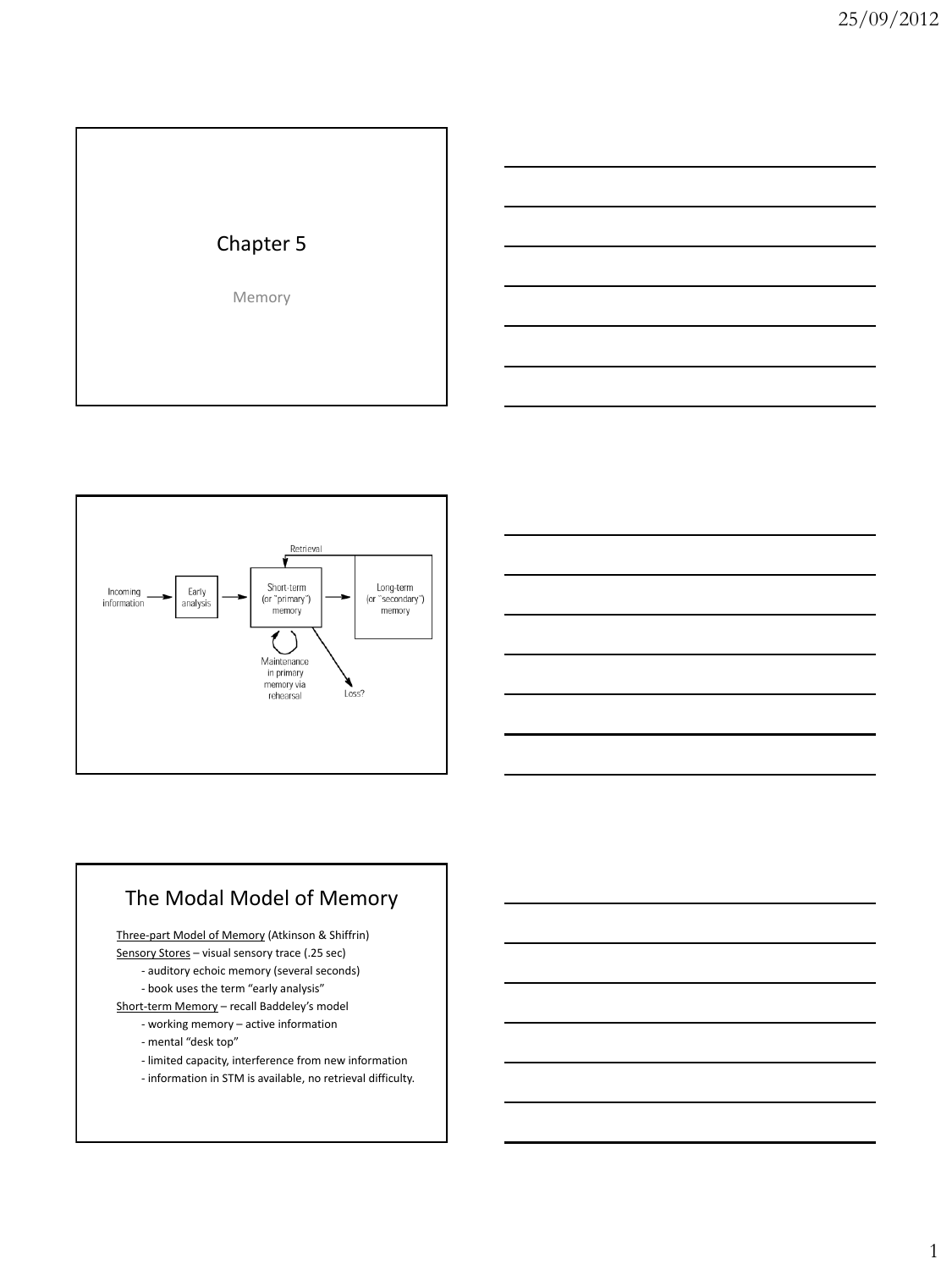# Chapter 5

Memory

Incoming information → Early analysis → Short-term (or "primary") memory → Long-term (or "secondary") memory

Retrieval

Maintenance in primary memory via rehearsal

Loss?

## The Modal Model of Memory

Three-part Model of Memory (Atkinson & Shiffrin)

Sensory Stores – visual sensory trace (.25 sec)

- auditory echoic memory (several seconds)
- book uses the term "early analysis"

Short-term Memory – recall Baddeley's model

- working memory – active information
- mental "desk top"
- limited capacity, interference from new information
- information in STM is available, no retrieval difficulty.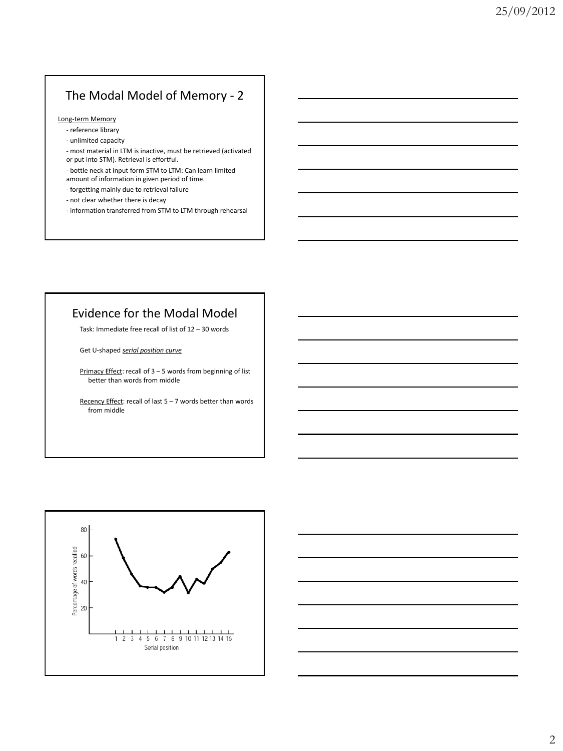## The Modal Model of Memory - 2

Long-term Memory

- reference library
- unlimited capacity
- most material in LTM is inactive, must be retrieved (activated or put into STM). Retrieval is effortful.
- bottle neck at input form STM to LTM: Can learn limited amount of information in given period of time.
- forgetting mainly due to retrieval failure
- not clear whether there is decay
- information transferred from STM to LTM through rehearsal

## Evidence for the Modal Model

Task: Immediate free recall of list of 12 – 30 words

Get U-shaped *serial position curve*

Primacy Effect: recall of 3 – 5 words from beginning of list better than words from middle

Recency Effect: recall of last 5 – 7 words better than words from middle

Percentage of words recalled (y-axis: 20, 40, 60, 80)

Serial position (x-axis: 1 2 3 4 5 6 7 8 9 10 11 12 13 14 15)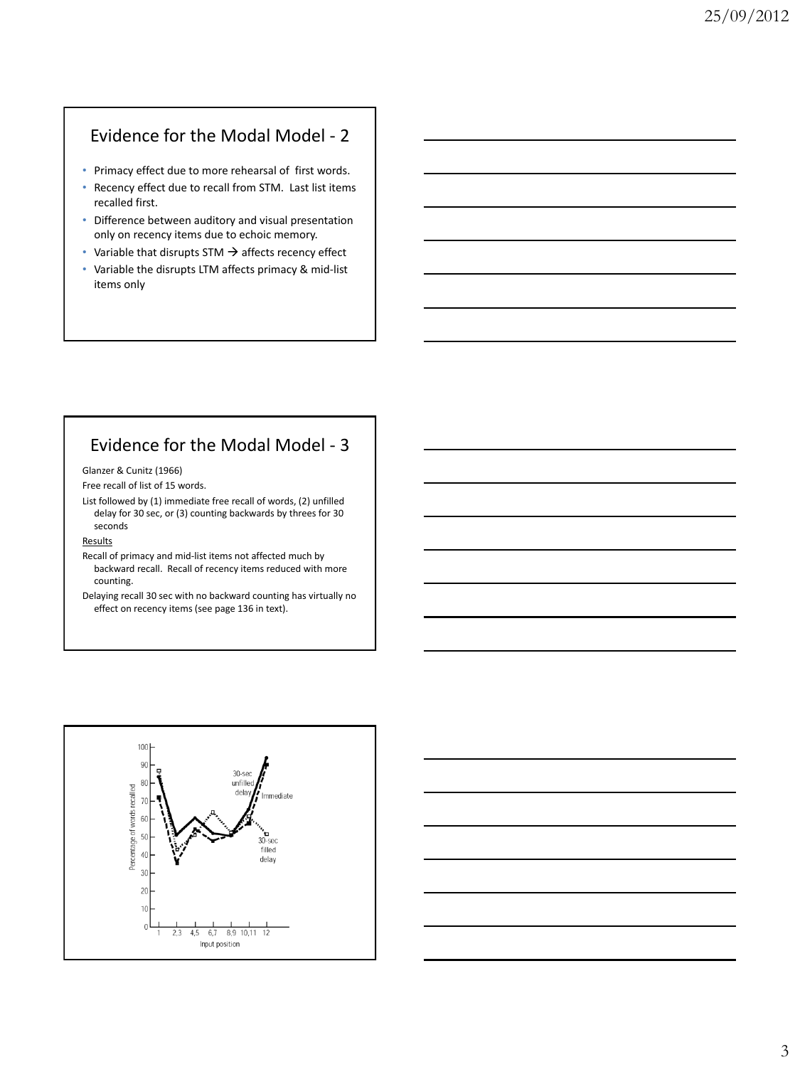## Evidence for the Modal Model - 2

- Primacy effect due to more rehearsal of first words.
- Recency effect due to recall from STM. Last list items recalled first.
- Difference between auditory and visual presentation only on recency items due to echoic memory.
- Variable that disrupts STM → affects recency effect
- Variable the disrupts LTM affects primacy & mid-list items only

## Evidence for the Modal Model - 3

Glanzer & Cunitz (1966)

Free recall of list of 15 words.

List followed by (1) immediate free recall of words, (2) unfilled delay for 30 sec, or (3) counting backwards by threes for 30 seconds

Results

Recall of primacy and mid-list items not affected much by backward recall. Recall of recency items reduced with more counting.

Delaying recall 30 sec with no backward counting has virtually no effect on recency items (see page 136 in text).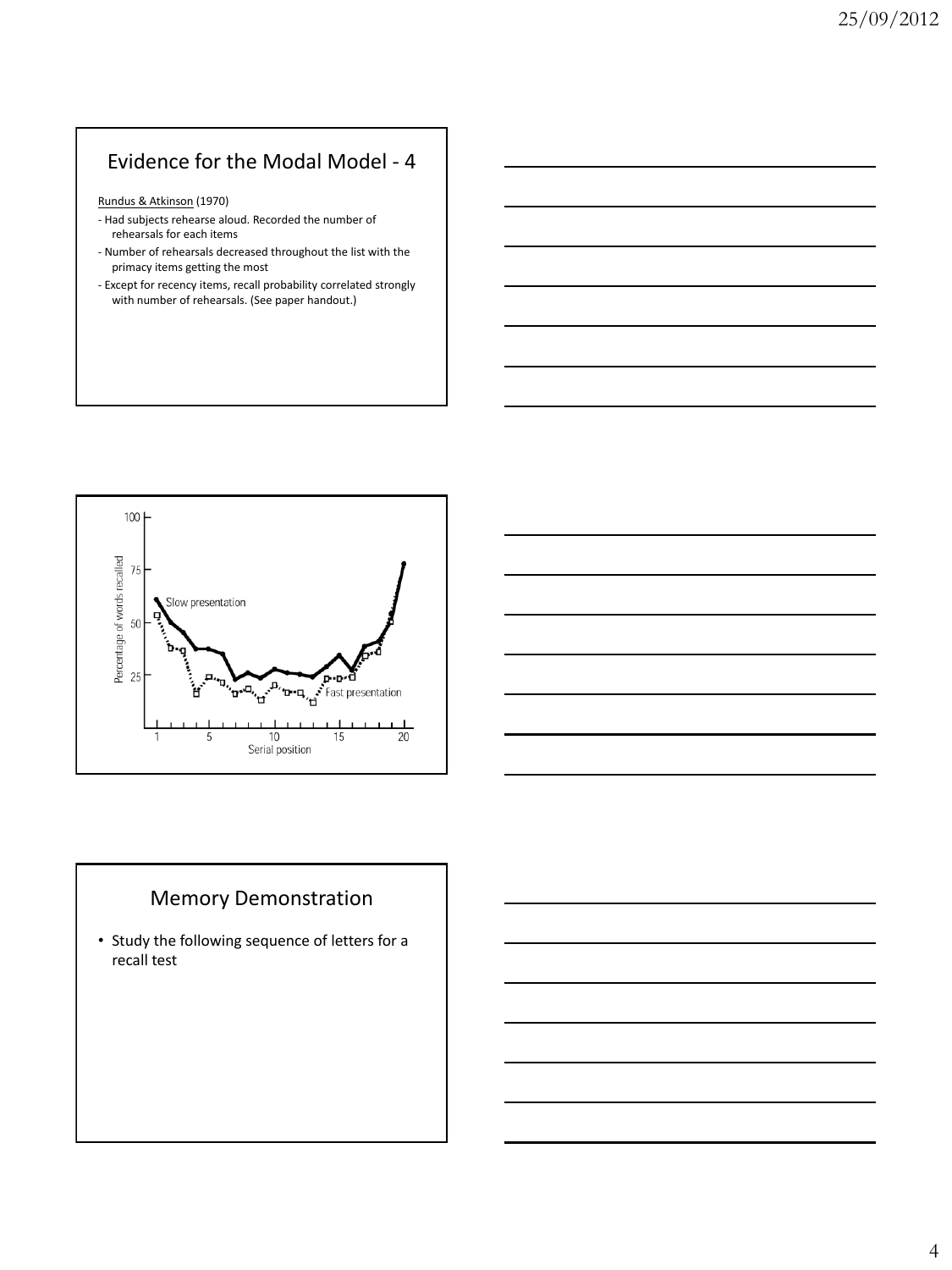## Evidence for the Modal Model - 4

Rundus & Atkinson (1970)

- Had subjects rehearse aloud. Recorded the number of rehearsals for each items
- Number of rehearsals decreased throughout the list with the primacy items getting the most
- Except for recency items, recall probability correlated strongly with number of rehearsals. (See paper handout.)

## Memory Demonstration

- Study the following sequence of letters for a recall test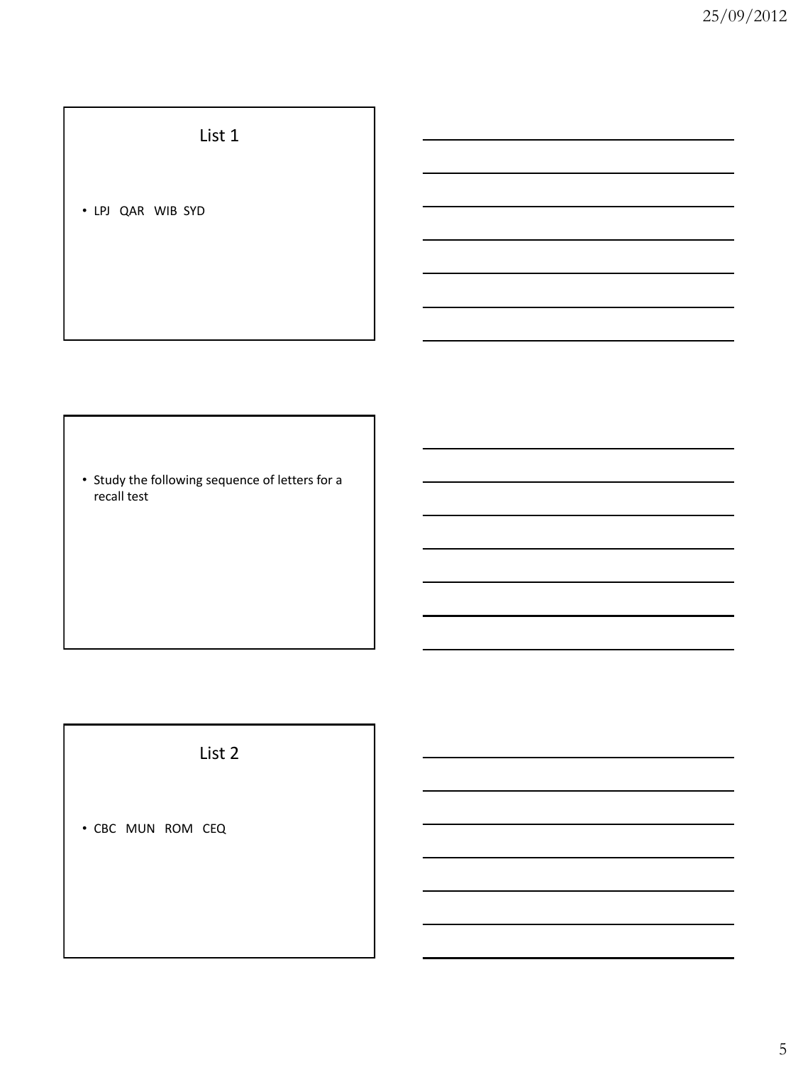## List 1

- LPJ QAR WIB SYD

---

- Study the following sequence of letters for a recall test

---

## List 2

- CBC MUN ROM CEQ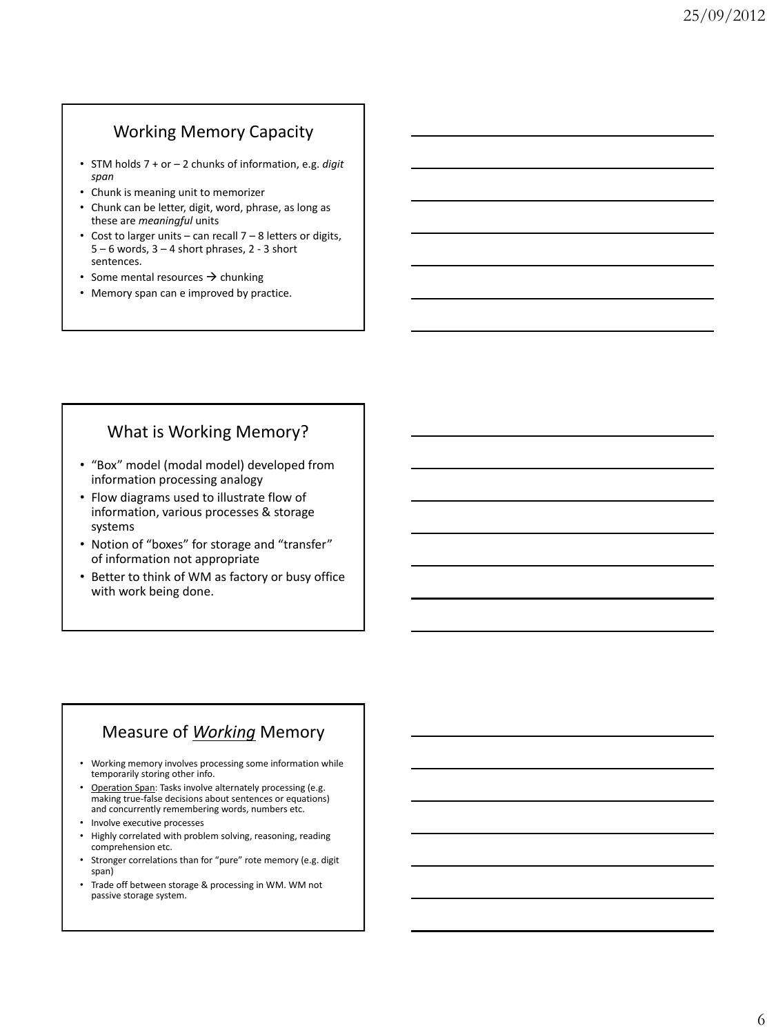## Working Memory Capacity

- STM holds 7 + or – 2 chunks of information, e.g. *digit span*
- Chunk is meaning unit to memorizer
- Chunk can be letter, digit, word, phrase, as long as these are *meaningful* units
- Cost to larger units – can recall 7 – 8 letters or digits, 5 – 6 words, 3 – 4 short phrases, 2 - 3 short sentences.
- Some mental resources → chunking
- Memory span can e improved by practice.

## What is Working Memory?

- "Box" model (modal model) developed from information processing analogy
- Flow diagrams used to illustrate flow of information, various processes & storage systems
- Notion of "boxes" for storage and "transfer" of information not appropriate
- Better to think of WM as factory or busy office with work being done.

## Measure of *Working* Memory

- Working memory involves processing some information while temporarily storing other info.
- Operation Span: Tasks involve alternately processing (e.g. making true-false decisions about sentences or equations) and concurrently remembering words, numbers etc.
- Involve executive processes
- Highly correlated with problem solving, reasoning, reading comprehension etc.
- Stronger correlations than for "pure" rote memory (e.g. digit span)
- Trade off between storage & processing in WM. WM not passive storage system.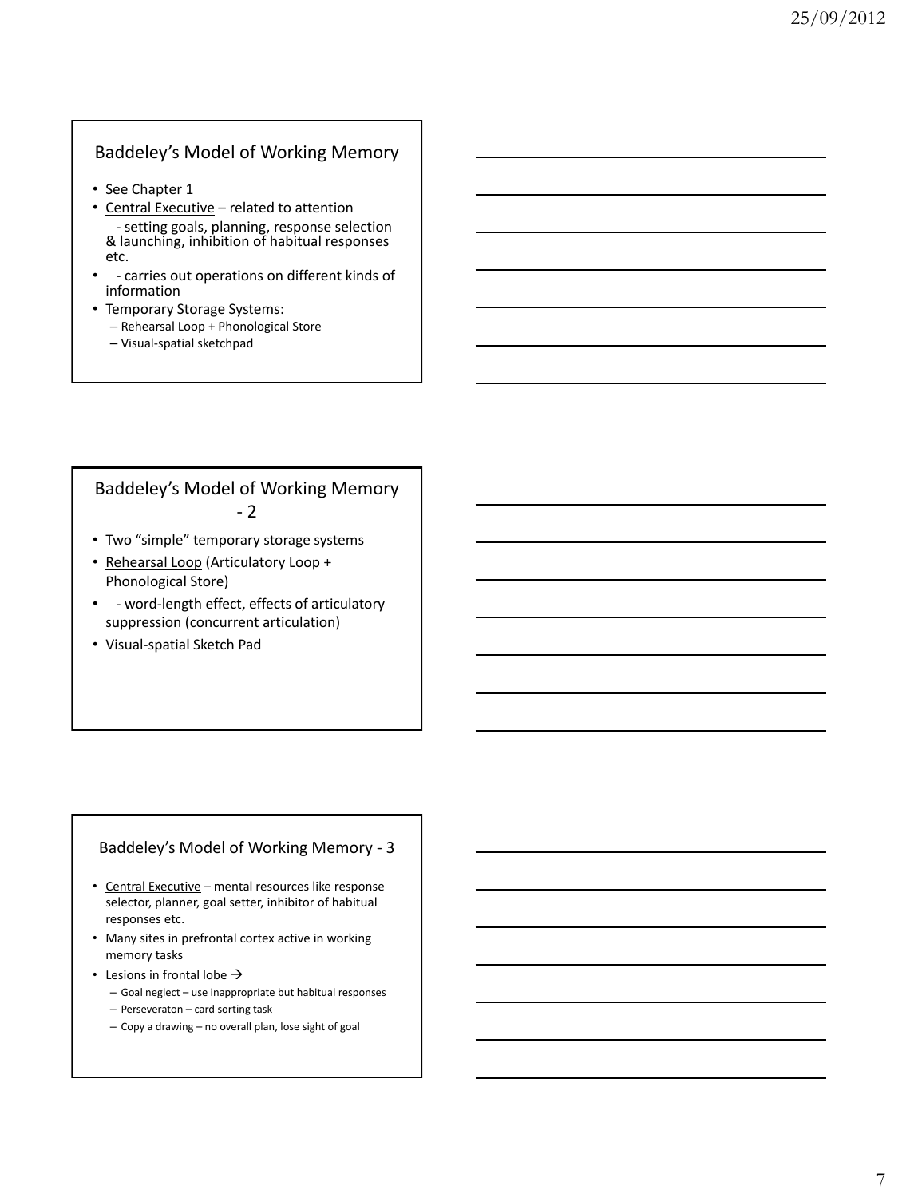## Baddeley's Model of Working Memory

- See Chapter 1
- Central Executive – related to attention
  - setting goals, planning, response selection & launching, inhibition of habitual responses etc.
- - carries out operations on different kinds of information
- Temporary Storage Systems:
  - Rehearsal Loop + Phonological Store
  - Visual-spatial sketchpad

## Baddeley's Model of Working Memory - 2

- Two "simple" temporary storage systems
- Rehearsal Loop (Articulatory Loop + Phonological Store)
- - word-length effect, effects of articulatory suppression (concurrent articulation)
- Visual-spatial Sketch Pad

## Baddeley's Model of Working Memory - 3

- Central Executive – mental resources like response selector, planner, goal setter, inhibitor of habitual responses etc.
- Many sites in prefrontal cortex active in working memory tasks
- Lesions in frontal lobe →
  - Goal neglect – use inappropriate but habitual responses
  - Perseveraton – card sorting task
  - Copy a drawing – no overall plan, lose sight of goal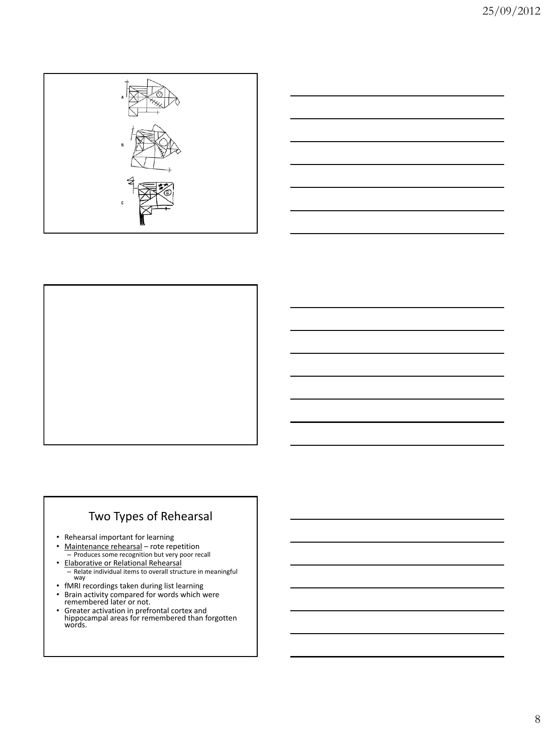A

B

C

## Two Types of Rehearsal

- Rehearsal important for learning
- Maintenance rehearsal – rote repetition
  - Produces some recognition but very poor recall
- Elaborative or Relational Rehearsal
  - Relate individual items to overall structure in meaningful way
- fMRI recordings taken during list learning
- Brain activity compared for words which were remembered later or not.
- Greater activation in prefrontal cortex and hippocampal areas for remembered than forgotten words.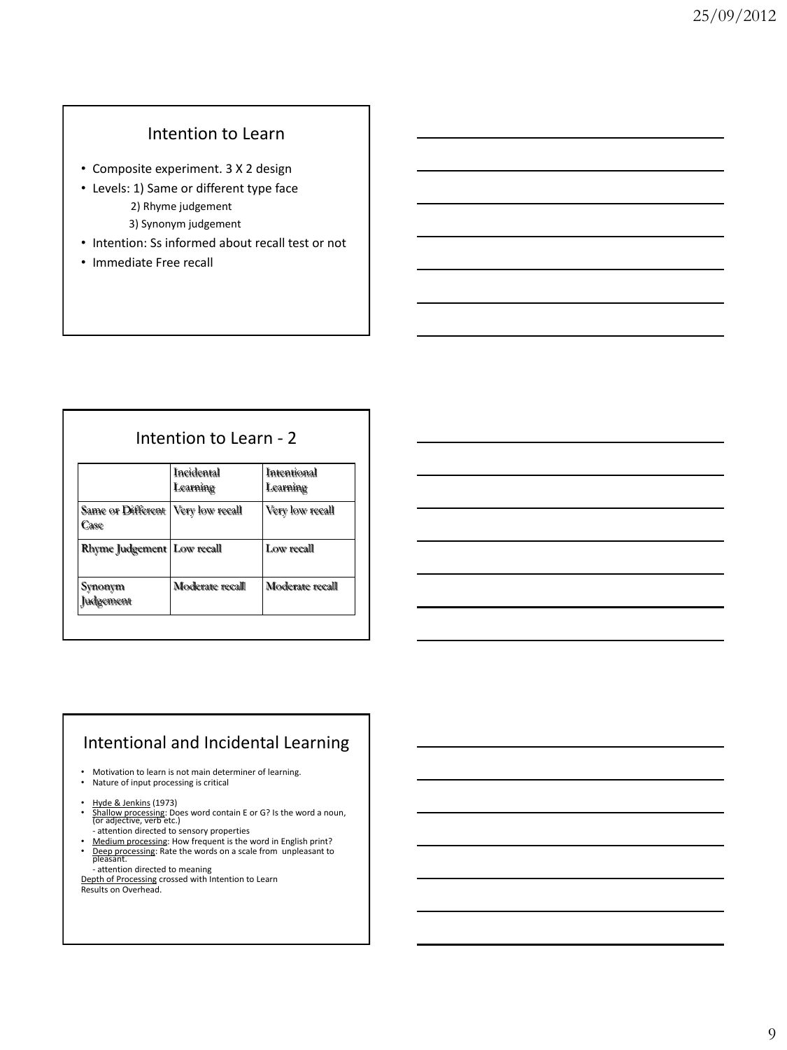## Intention to Learn

- Composite experiment. 3 X 2 design
- Levels: 1) Same or different type face
  - 2) Rhyme judgement
  - 3) Synonym judgement
- Intention: Ss informed about recall test or not
- Immediate Free recall

## Intention to Learn - 2

| | Incidental Learning | Intentional Learning |
|---|---|---|
| Same or Different Case | Very low recall | Very low recall |
| Rhyme Judgement | Low recall | Low recall |
| Synonym Judgement | Moderate recall | Moderate recall |

## Intentional and Incidental Learning

- Motivation to learn is not main determiner of learning.
- Nature of input processing is critical
- Hyde & Jenkins (1973)
- Shallow processing: Does word contain E or G? Is the word a noun, (or adjective, verb etc.)
  - attention directed to sensory properties
- Medium processing: How frequent is the word in English print?
- Deep processing: Rate the words on a scale from unpleasant to pleasant.
  - attention directed to meaning

Depth of Processing crossed with Intention to Learn

Results on Overhead.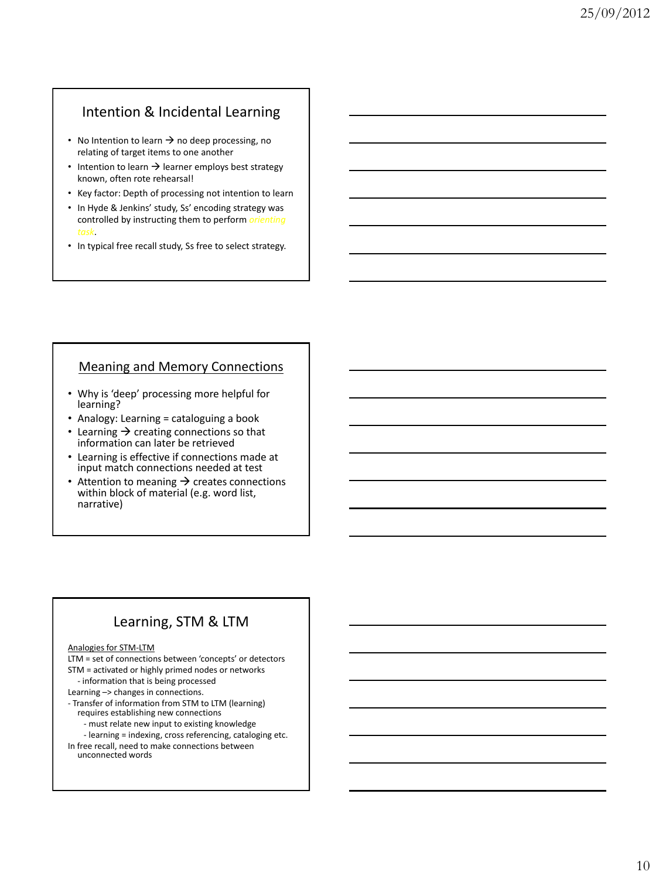## Intention & Incidental Learning

- No Intention to learn → no deep processing, no relating of target items to one another
- Intention to learn → learner employs best strategy known, often rote rehearsal!
- Key factor: Depth of processing not intention to learn
- In Hyde & Jenkins' study, Ss' encoding strategy was controlled by instructing them to perform *orienting task*.
- In typical free recall study, Ss free to select strategy.

## Meaning and Memory Connections

- Why is 'deep' processing more helpful for learning?
- Analogy: Learning = cataloguing a book
- Learning → creating connections so that information can later be retrieved
- Learning is effective if connections made at input match connections needed at test
- Attention to meaning → creates connections within block of material (e.g. word list, narrative)

## Learning, STM & LTM

Analogies for STM-LTM

LTM = set of connections between 'concepts' or detectors

STM = activated or highly primed nodes or networks
  - information that is being processed

Learning –> changes in connections.

- Transfer of information from STM to LTM (learning) requires establishing new connections
  - must relate new input to existing knowledge
  - learning = indexing, cross referencing, cataloging etc.

In free recall, need to make connections between unconnected words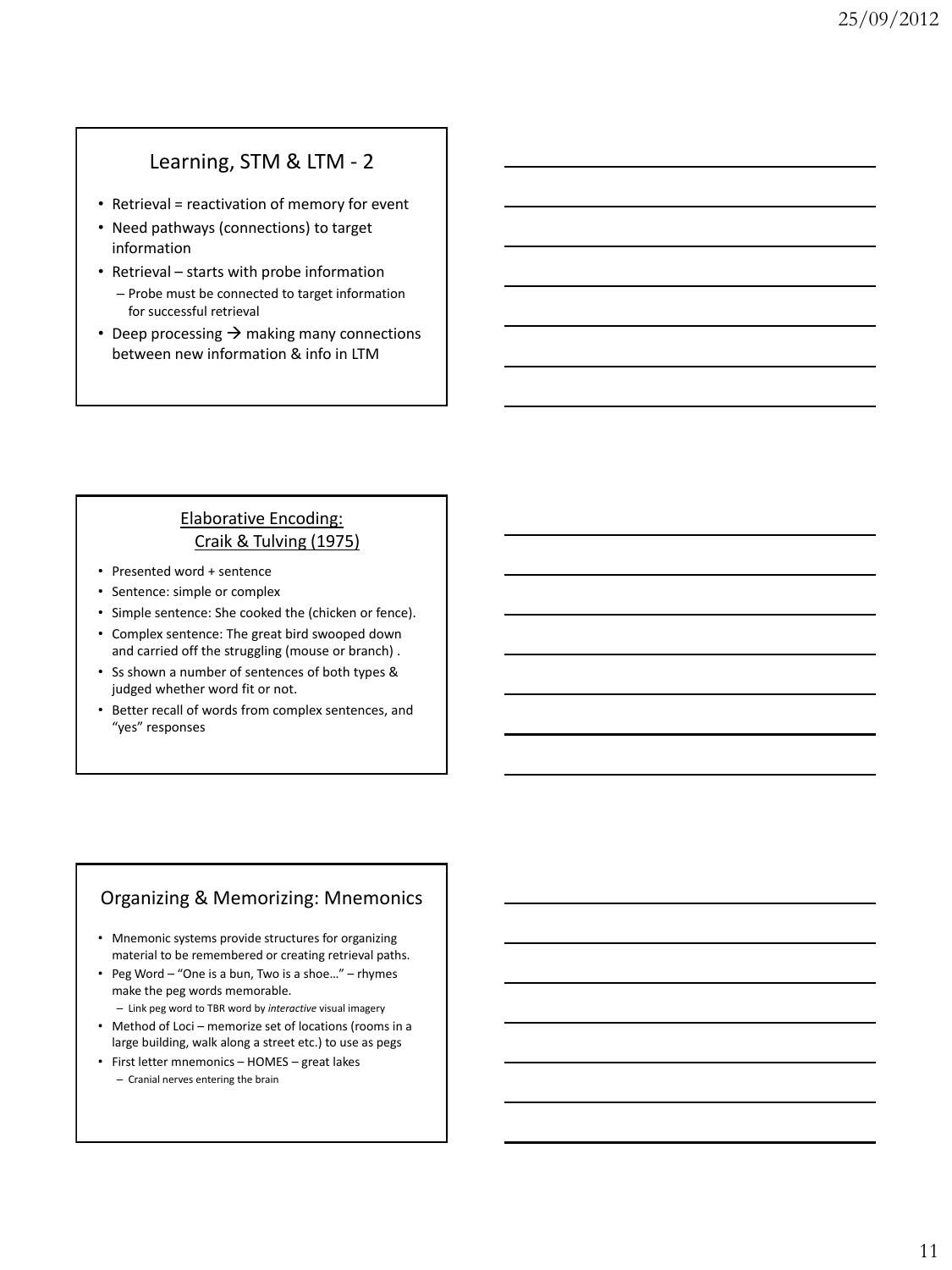## Learning, STM & LTM - 2

- Retrieval = reactivation of memory for event
- Need pathways (connections) to target information
- Retrieval – starts with probe information
  - Probe must be connected to target information for successful retrieval
- Deep processing → making many connections between new information & info in LTM

## Elaborative Encoding: Craik & Tulving (1975)

- Presented word + sentence
- Sentence: simple or complex
- Simple sentence: She cooked the (chicken or fence).
- Complex sentence: The great bird swooped down and carried off the struggling (mouse or branch) .
- Ss shown a number of sentences of both types & judged whether word fit or not.
- Better recall of words from complex sentences, and "yes" responses

## Organizing & Memorizing: Mnemonics

- Mnemonic systems provide structures for organizing material to be remembered or creating retrieval paths.
- Peg Word – "One is a bun, Two is a shoe…" – rhymes make the peg words memorable.
  - Link peg word to TBR word by *interactive* visual imagery
- Method of Loci – memorize set of locations (rooms in a large building, walk along a street etc.) to use as pegs
- First letter mnemonics – HOMES – great lakes
  - Cranial nerves entering the brain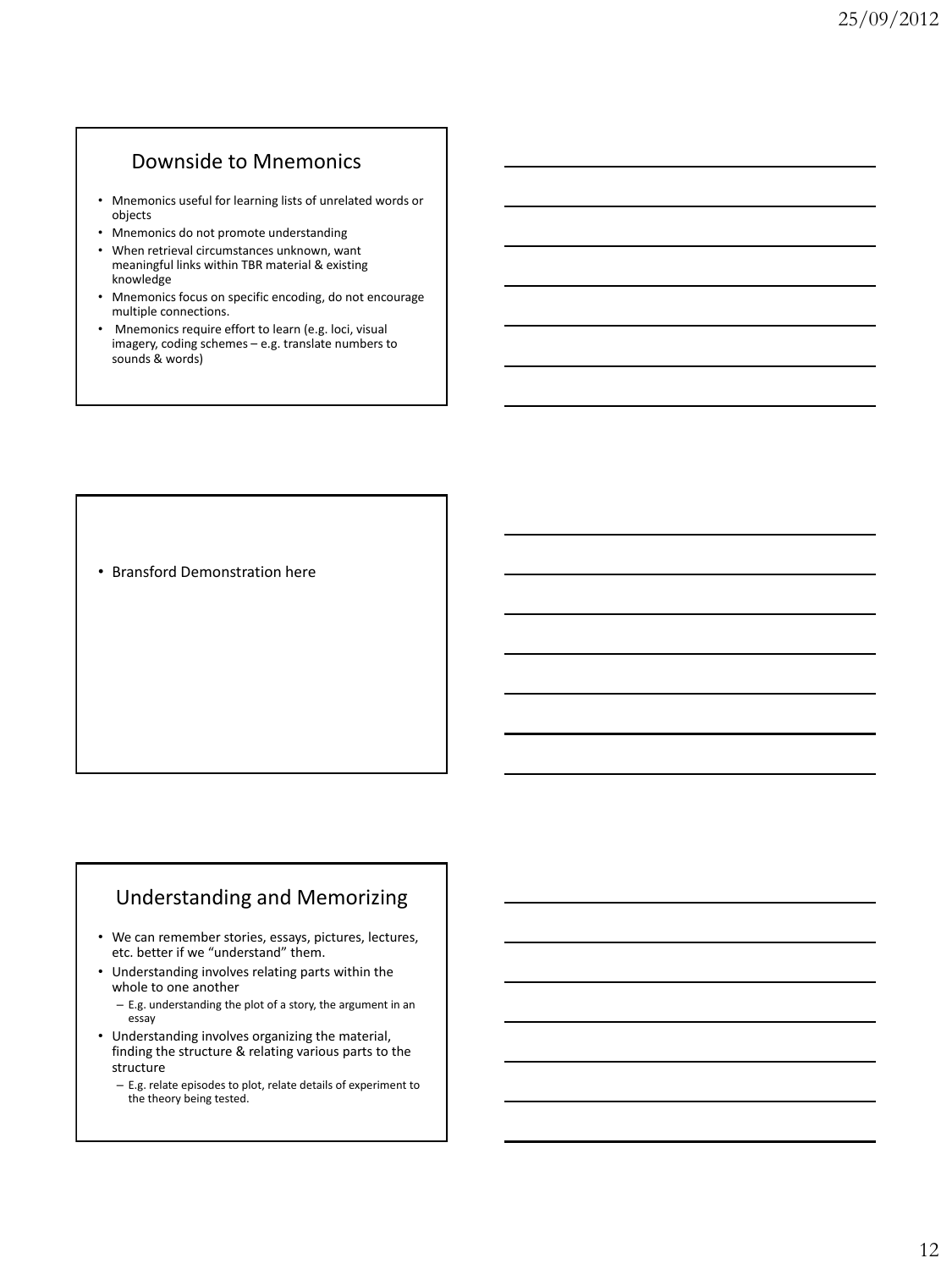## Downside to Mnemonics

- Mnemonics useful for learning lists of unrelated words or objects
- Mnemonics do not promote understanding
- When retrieval circumstances unknown, want meaningful links within TBR material & existing knowledge
- Mnemonics focus on specific encoding, do not encourage multiple connections.
- Mnemonics require effort to learn (e.g. loci, visual imagery, coding schemes – e.g. translate numbers to sounds & words)

---

- Bransford Demonstration here

---

## Understanding and Memorizing

- We can remember stories, essays, pictures, lectures, etc. better if we "understand" them.
- Understanding involves relating parts within the whole to one another
  - E.g. understanding the plot of a story, the argument in an essay
- Understanding involves organizing the material, finding the structure & relating various parts to the structure
  - E.g. relate episodes to plot, relate details of experiment to the theory being tested.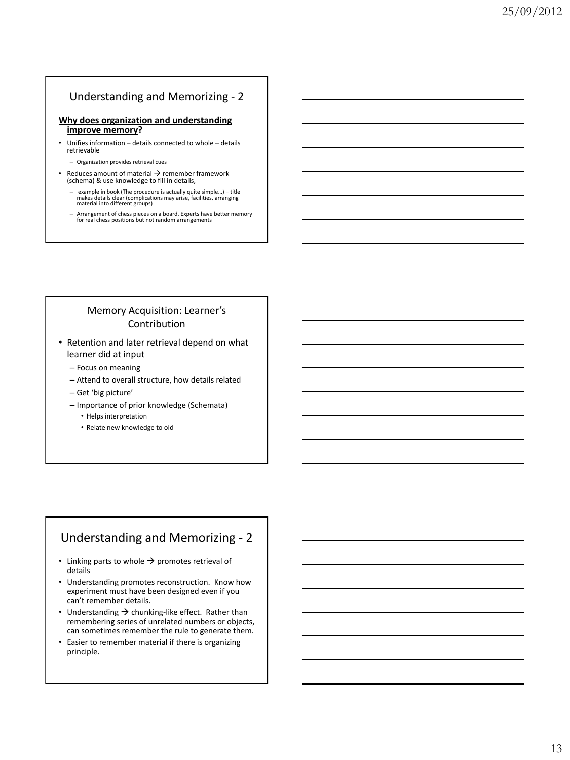## Understanding and Memorizing - 2

**Why does organization and understanding improve memory?**

- Unifies information – details connected to whole – details retrievable
  - Organization provides retrieval cues
- Reduces amount of material → remember framework (schema) & use knowledge to fill in details,
  - example in book (The procedure is actually quite simple…) – title makes details clear (complications may arise, facilities, arranging material into different groups)
  - Arrangement of chess pieces on a board. Experts have better memory for real chess positions but not random arrangements

## Memory Acquisition: Learner's Contribution

- Retention and later retrieval depend on what learner did at input
  - Focus on meaning
  - Attend to overall structure, how details related
  - Get 'big picture'
  - Importance of prior knowledge (Schemata)
    - Helps interpretation
    - Relate new knowledge to old

## Understanding and Memorizing - 2

- Linking parts to whole → promotes retrieval of details
- Understanding promotes reconstruction. Know how experiment must have been designed even if you can't remember details.
- Understanding → chunking-like effect. Rather than remembering series of unrelated numbers or objects, can sometimes remember the rule to generate them.
- Easier to remember material if there is organizing principle.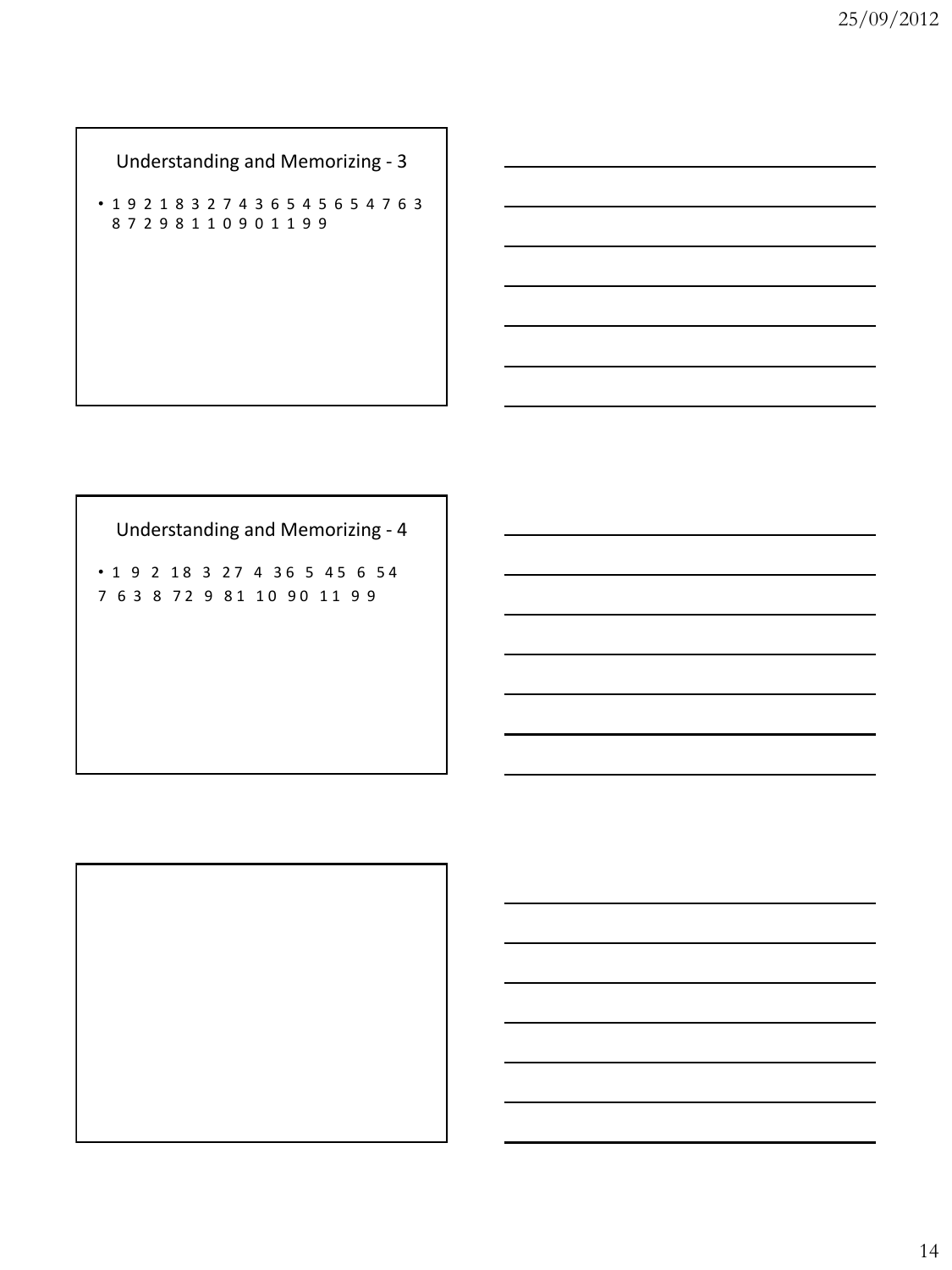## Understanding and Memorizing - 3

- 1 9 2 1 8 3 2 7 4 3 6 5 4 5 6 5 4 7 6 3 8 7 2 9 8 1 1 0 9 0 1 1 9 9

## Understanding and Memorizing - 4

- 1 9 2 18 3 27 4 36 5 45 6 54 7 63 8 72 9 81 10 90 11 99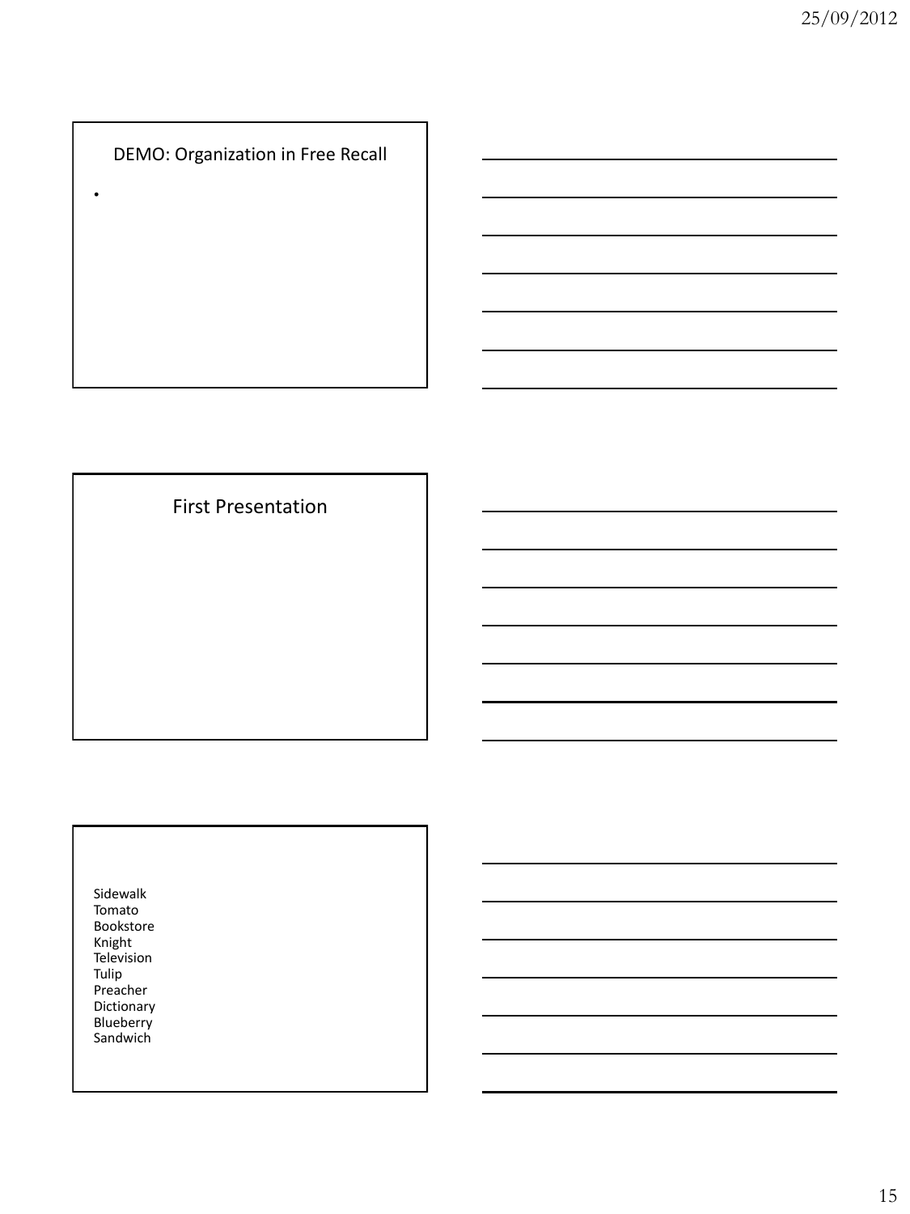## DEMO: Organization in Free Recall

- 

## First Presentation

Sidewalk
Tomato
Bookstore
Knight
Television
Tulip
Preacher
Dictionary
Blueberry
Sandwich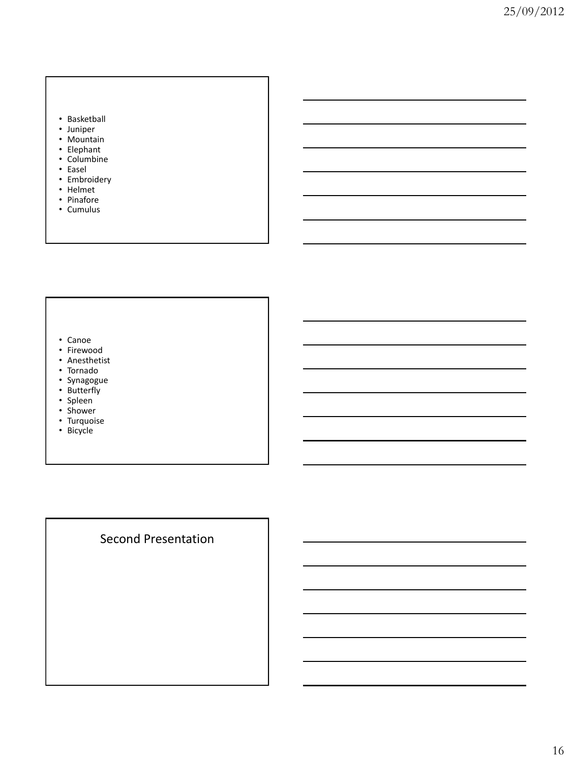- Basketball
- Juniper
- Mountain
- Elephant
- Columbine
- Easel
- Embroidery
- Helmet
- Pinafore
- Cumulus

- Canoe
- Firewood
- Anesthetist
- Tornado
- Synagogue
- Butterfly
- Spleen
- Shower
- Turquoise
- Bicycle

## Second Presentation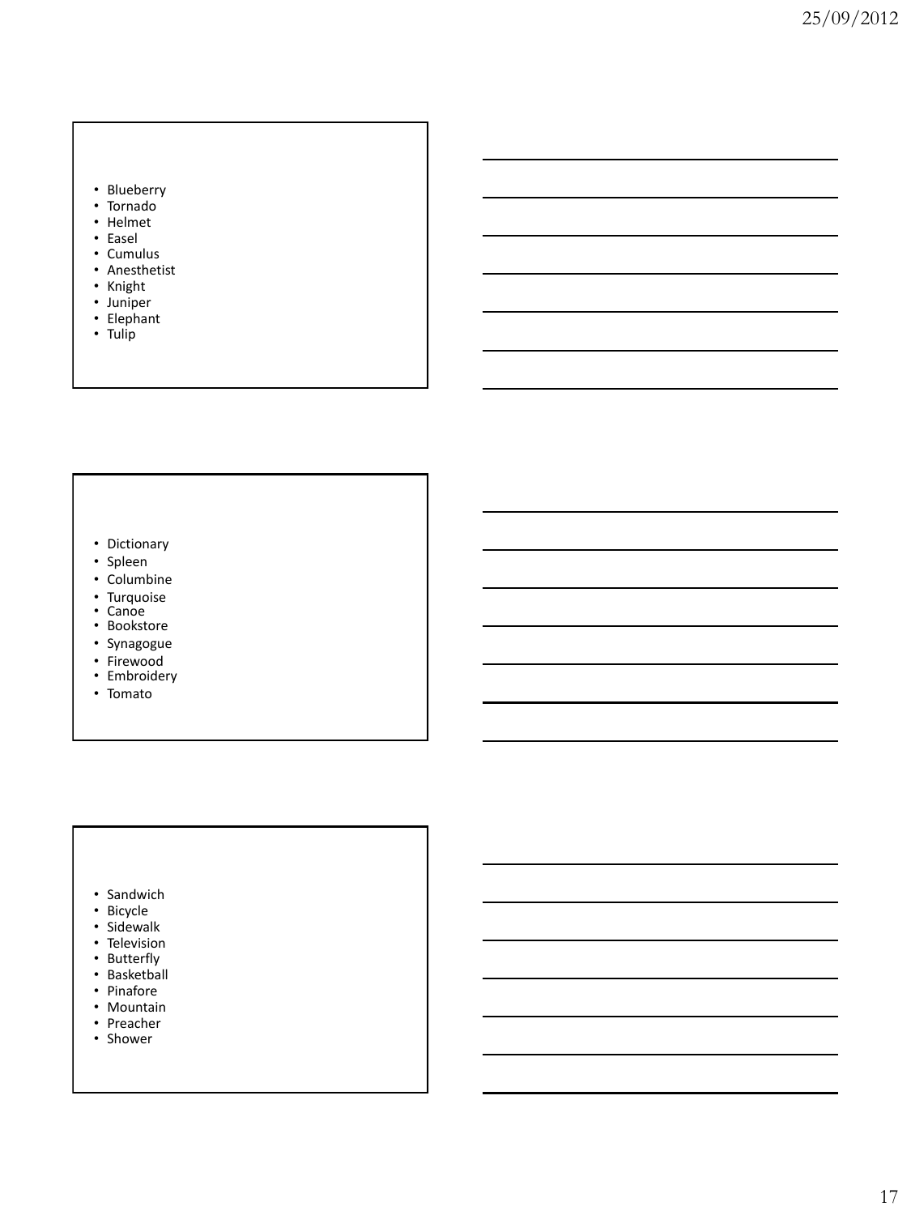- Blueberry
- Tornado
- Helmet
- Easel
- Cumulus
- Anesthetist
- Knight
- Juniper
- Elephant
- Tulip

---

- Dictionary
- Spleen
- Columbine
- Turquoise
- Canoe
- Bookstore
- Synagogue
- Firewood
- Embroidery
- Tomato

---

- Sandwich
- Bicycle
- Sidewalk
- Television
- Butterfly
- Basketball
- Pinafore
- Mountain
- Preacher
- Shower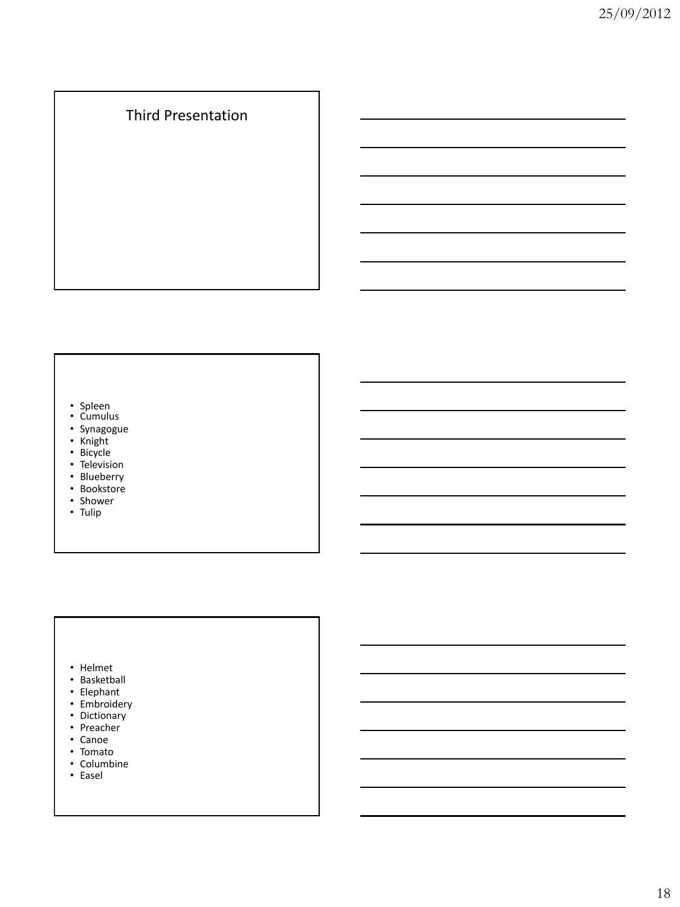## Third Presentation

- Spleen
- Cumulus
- Synagogue
- Knight
- Bicycle
- Television
- Blueberry
- Bookstore
- Shower
- Tulip

- Helmet
- Basketball
- Elephant
- Embroidery
- Dictionary
- Preacher
- Canoe
- Tomato
- Columbine
- Easel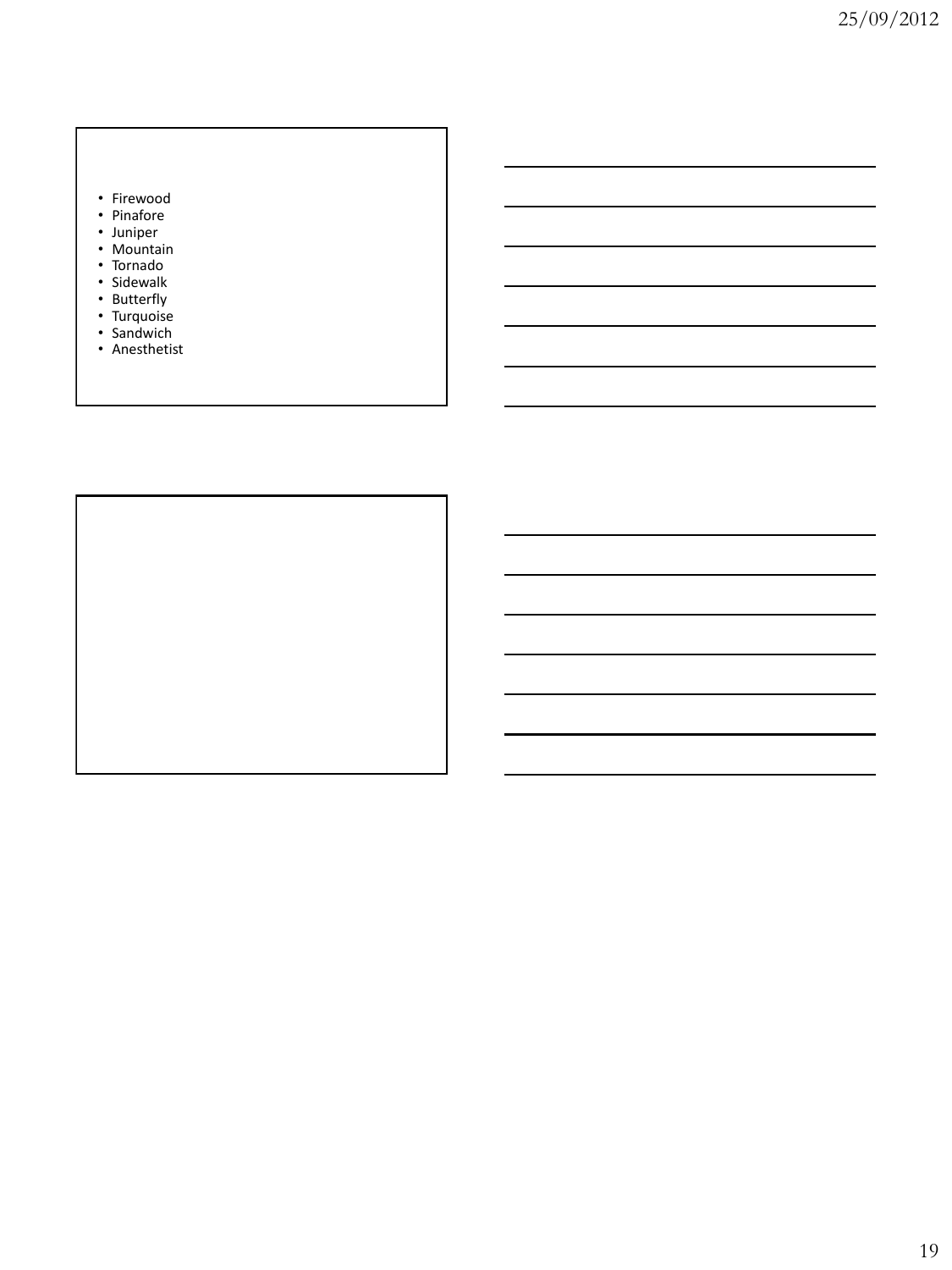- Firewood
- Pinafore
- Juniper
- Mountain
- Tornado
- Sidewalk
- Butterfly
- Turquoise
- Sandwich
- Anesthetist